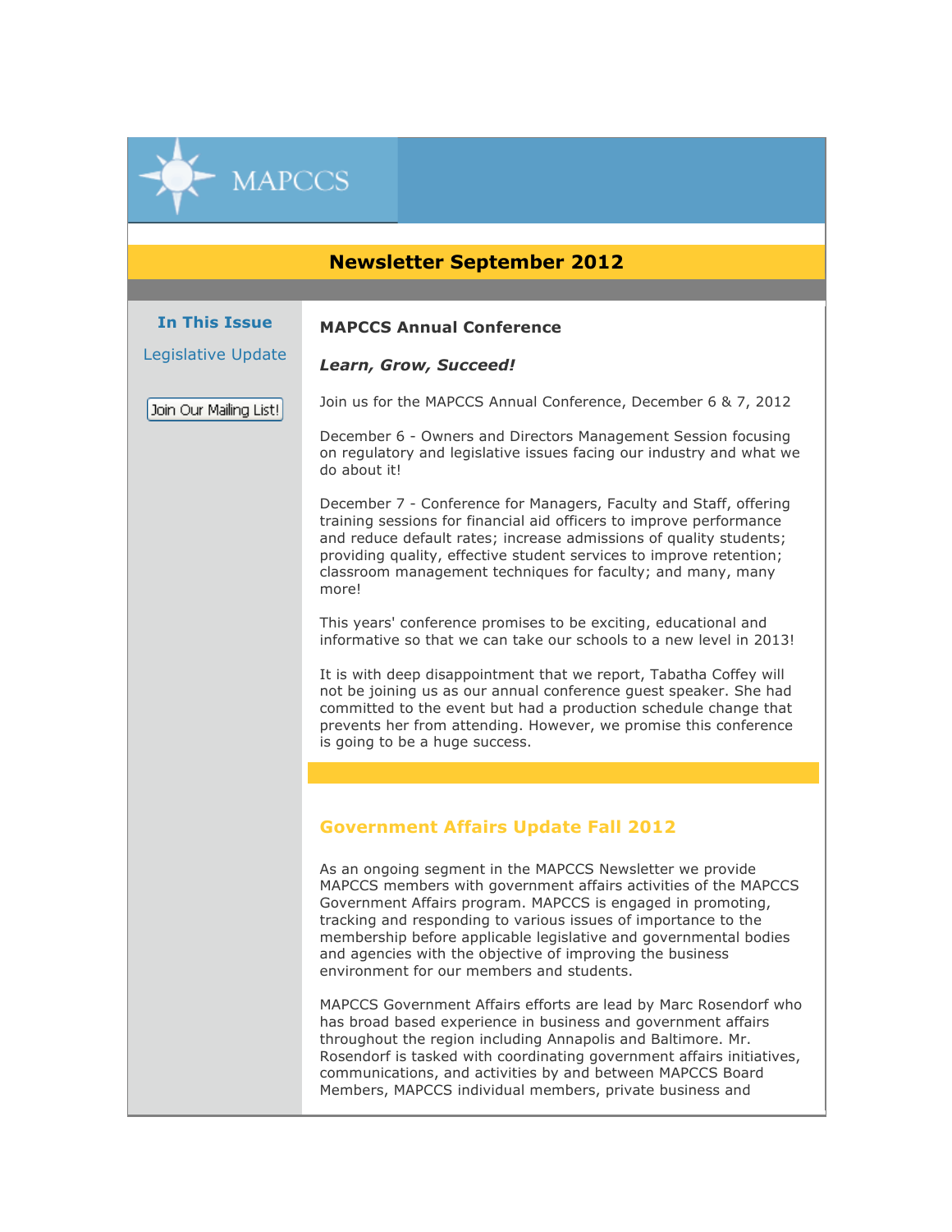MAPCCS

# Newsletter September 2012

**In This Issue**

Legislative Update

Join Our Mailing List!

## MAPCCS Annual Conference

***Learn, Grow, Succeed!***

Join us for the MAPCCS Annual Conference, December 6 & 7, 2012

December 6 - Owners and Directors Management Session focusing on regulatory and legislative issues facing our industry and what we do about it!

December 7 - Conference for Managers, Faculty and Staff, offering training sessions for financial aid officers to improve performance and reduce default rates; increase admissions of quality students; providing quality, effective student services to improve retention; classroom management techniques for faculty; and many, many more!

This years' conference promises to be exciting, educational and informative so that we can take our schools to a new level in 2013!

It is with deep disappointment that we report, Tabatha Coffey will not be joining us as our annual conference guest speaker. She had committed to the event but had a production schedule change that prevents her from attending. However, we promise this conference is going to be a huge success.

## Government Affairs Update Fall 2012

As an ongoing segment in the MAPCCS Newsletter we provide MAPCCS members with government affairs activities of the MAPCCS Government Affairs program. MAPCCS is engaged in promoting, tracking and responding to various issues of importance to the membership before applicable legislative and governmental bodies and agencies with the objective of improving the business environment for our members and students.

MAPCCS Government Affairs efforts are lead by Marc Rosendorf who has broad based experience in business and government affairs throughout the region including Annapolis and Baltimore. Mr. Rosendorf is tasked with coordinating government affairs initiatives, communications, and activities by and between MAPCCS Board Members, MAPCCS individual members, private business and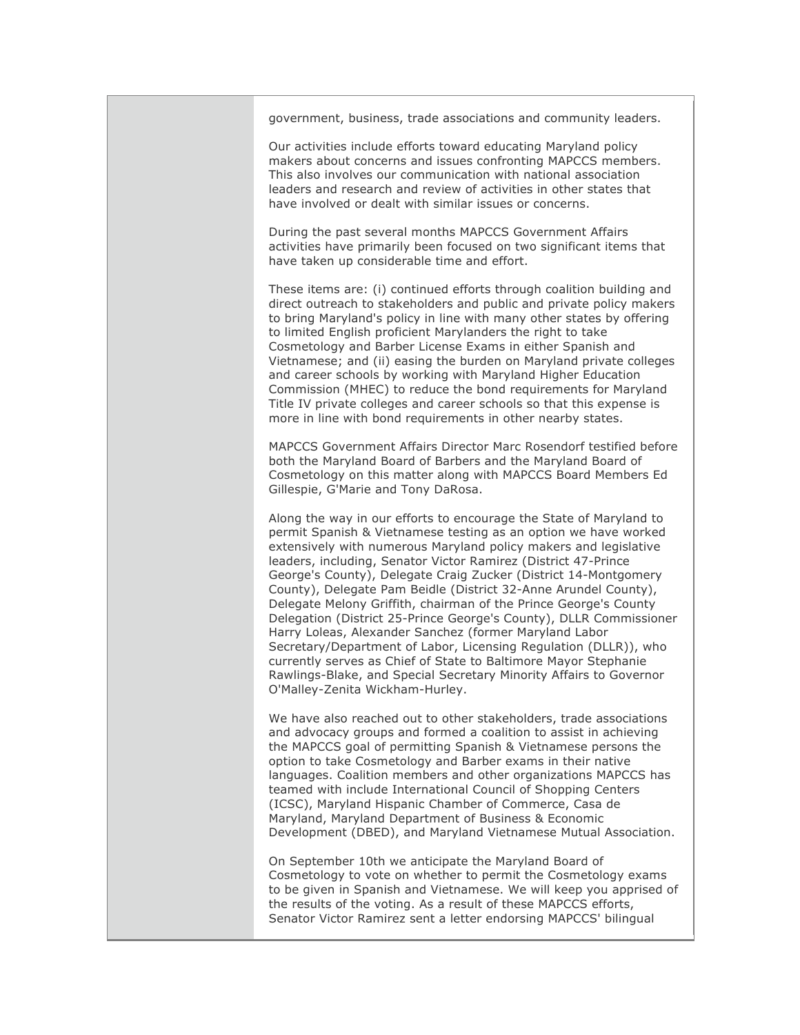government, business, trade associations and community leaders.

Our activities include efforts toward educating Maryland policy makers about concerns and issues confronting MAPCCS members. This also involves our communication with national association leaders and research and review of activities in other states that have involved or dealt with similar issues or concerns.

During the past several months MAPCCS Government Affairs activities have primarily been focused on two significant items that have taken up considerable time and effort.

These items are: (i) continued efforts through coalition building and direct outreach to stakeholders and public and private policy makers to bring Maryland's policy in line with many other states by offering to limited English proficient Marylanders the right to take Cosmetology and Barber License Exams in either Spanish and Vietnamese; and (ii) easing the burden on Maryland private colleges and career schools by working with Maryland Higher Education Commission (MHEC) to reduce the bond requirements for Maryland Title IV private colleges and career schools so that this expense is more in line with bond requirements in other nearby states.

MAPCCS Government Affairs Director Marc Rosendorf testified before both the Maryland Board of Barbers and the Maryland Board of Cosmetology on this matter along with MAPCCS Board Members Ed Gillespie, G'Marie and Tony DaRosa.

Along the way in our efforts to encourage the State of Maryland to permit Spanish & Vietnamese testing as an option we have worked extensively with numerous Maryland policy makers and legislative leaders, including, Senator Victor Ramirez (District 47-Prince George's County), Delegate Craig Zucker (District 14-Montgomery County), Delegate Pam Beidle (District 32-Anne Arundel County), Delegate Melony Griffith, chairman of the Prince George's County Delegation (District 25-Prince George's County), DLLR Commissioner Harry Loleas, Alexander Sanchez (former Maryland Labor Secretary/Department of Labor, Licensing Regulation (DLLR)), who currently serves as Chief of State to Baltimore Mayor Stephanie Rawlings-Blake, and Special Secretary Minority Affairs to Governor O'Malley-Zenita Wickham-Hurley.

We have also reached out to other stakeholders, trade associations and advocacy groups and formed a coalition to assist in achieving the MAPCCS goal of permitting Spanish & Vietnamese persons the option to take Cosmetology and Barber exams in their native languages. Coalition members and other organizations MAPCCS has teamed with include International Council of Shopping Centers (ICSC), Maryland Hispanic Chamber of Commerce, Casa de Maryland, Maryland Department of Business & Economic Development (DBED), and Maryland Vietnamese Mutual Association.

On September 10th we anticipate the Maryland Board of Cosmetology to vote on whether to permit the Cosmetology exams to be given in Spanish and Vietnamese. We will keep you apprised of the results of the voting. As a result of these MAPCCS efforts, Senator Victor Ramirez sent a letter endorsing MAPCCS' bilingual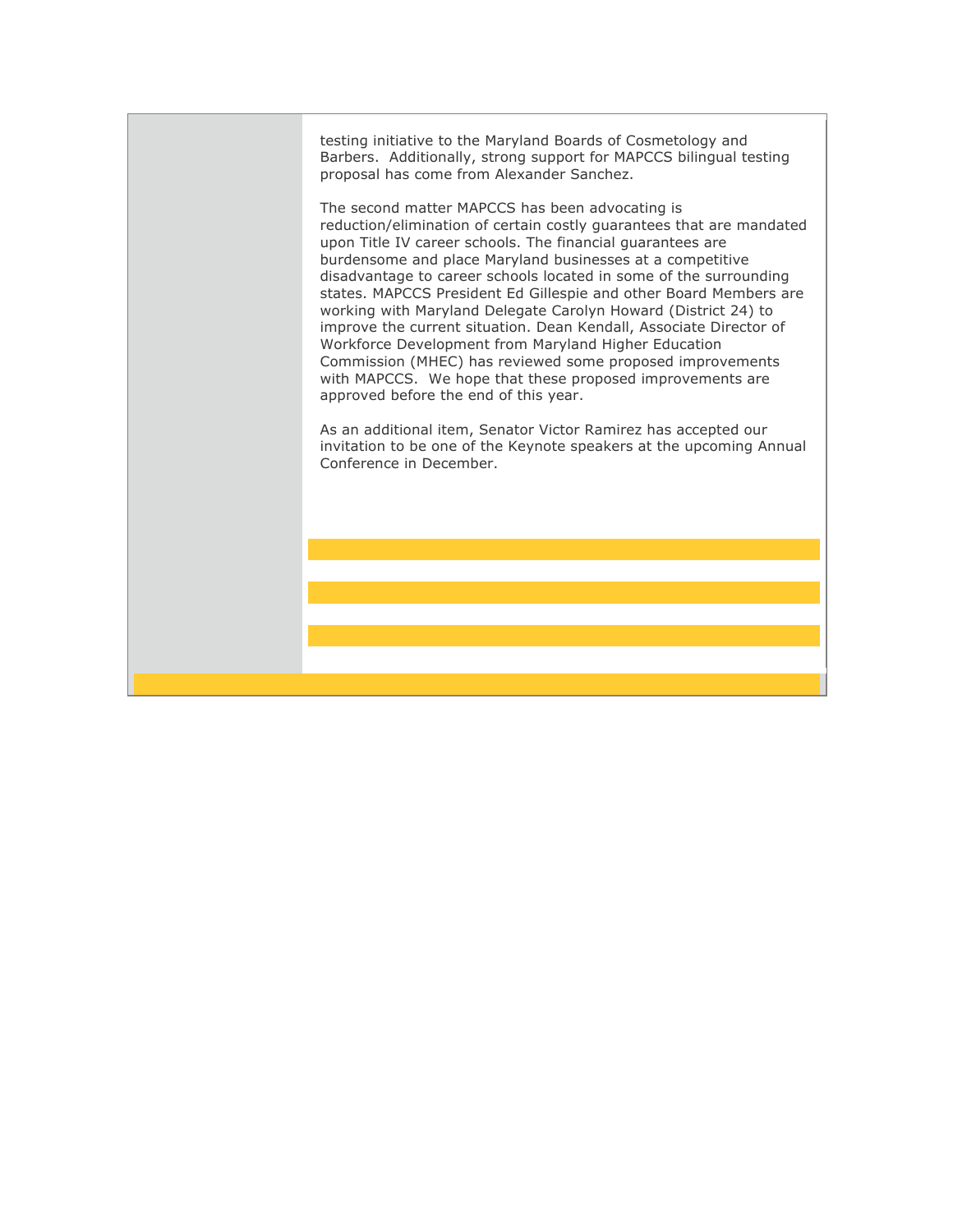testing initiative to the Maryland Boards of Cosmetology and Barbers. Additionally, strong support for MAPCCS bilingual testing proposal has come from Alexander Sanchez.

The second matter MAPCCS has been advocating is reduction/elimination of certain costly guarantees that are mandated upon Title IV career schools. The financial guarantees are burdensome and place Maryland businesses at a competitive disadvantage to career schools located in some of the surrounding states. MAPCCS President Ed Gillespie and other Board Members are working with Maryland Delegate Carolyn Howard (District 24) to improve the current situation. Dean Kendall, Associate Director of Workforce Development from Maryland Higher Education Commission (MHEC) has reviewed some proposed improvements with MAPCCS. We hope that these proposed improvements are approved before the end of this year.

As an additional item, Senator Victor Ramirez has accepted our invitation to be one of the Keynote speakers at the upcoming Annual Conference in December.